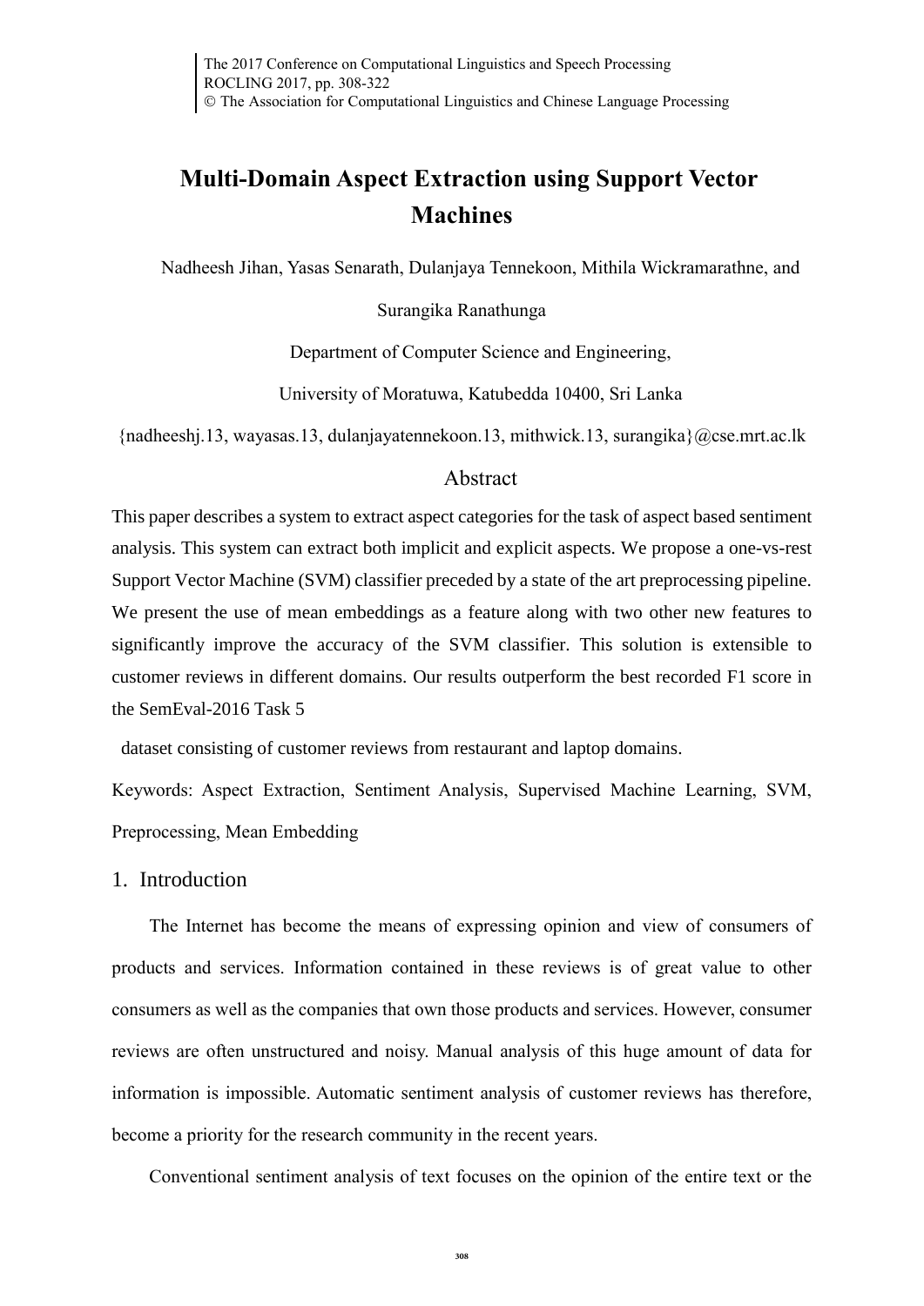# Multi-Domain Aspect Extraction using Support Vector Machines

Nadheesh Jihan, Yasas Senarath, Dulanjaya Tennekoon, Mithila Wickramarathne, and Surangika Ranathunga

Department of Computer Science and Engineering,

University of Moratuwa, Katubedda 10400, Sri Lanka

{nadheeshj.13, wayasas.13, dulanjayatennekoon.13, mithwick.13, surangika}@cse.mrt.ac.lk

## Abstract

This paper describes a system to extract aspect categories for the task of aspect based sentiment analysis. This system can extract both implicit and explicit aspects. We propose a one-vs-rest Support Vector Machine (SVM) classifier preceded by a state of the art preprocessing pipeline. We present the use of mean embeddings as a feature along with two other new features to significantly improve the accuracy of the SVM classifier. This solution is extensible to customer reviews in different domains. Our results outperform the best recorded F1 score in the SemEval-2016 Task 5 dataset consisting of customer reviews from restaurant and laptop domains.

Keywords: Aspect Extraction, Sentiment Analysis, Supervised Machine Learning, SVM, Preprocessing, Mean Embedding

## 1. Introduction

The Internet has become the means of expressing opinion and view of consumers of products and services. Information contained in these reviews is of great value to other consumers as well as the companies that own those products and services. However, consumer reviews are often unstructured and noisy. Manual analysis of this huge amount of data for information is impossible. Automatic sentiment analysis of customer reviews has therefore, become a priority for the research community in the recent years.

Conventional sentiment analysis of text focuses on the opinion of the entire text or the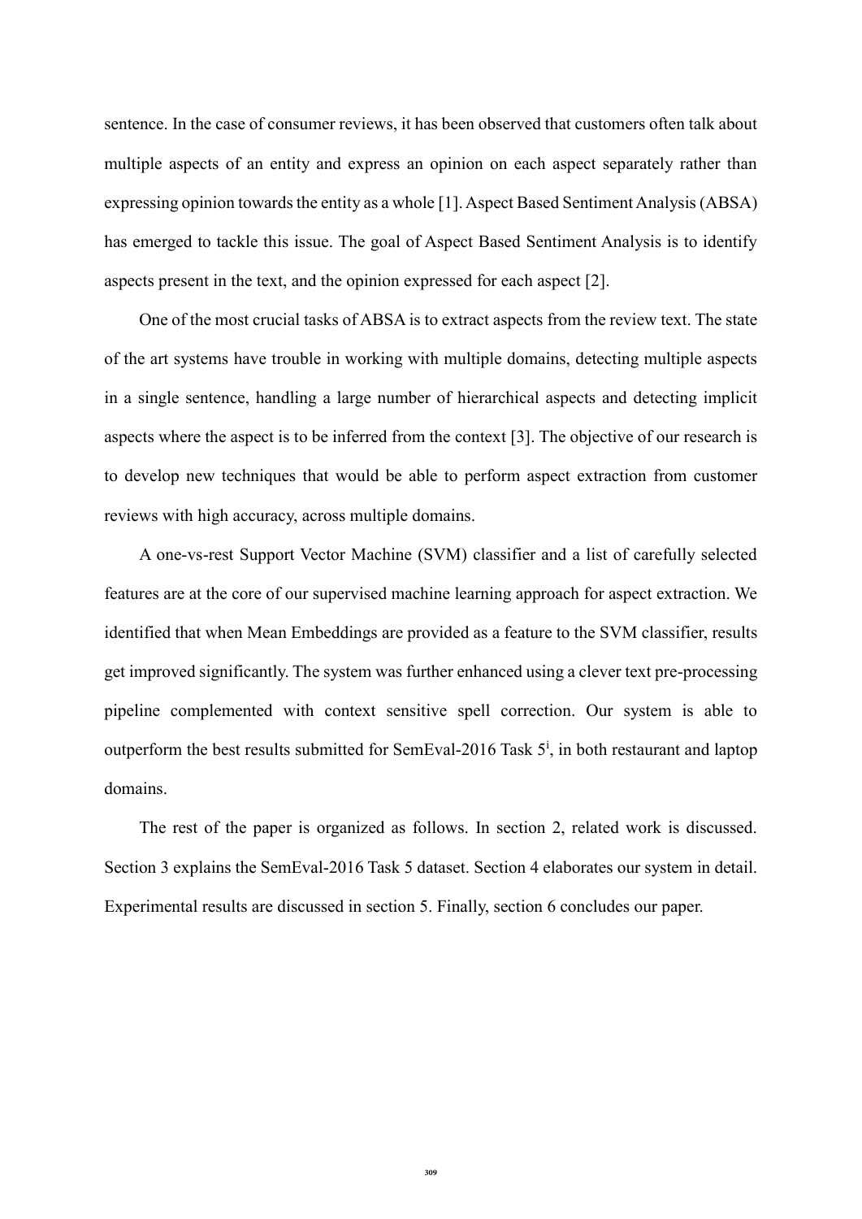sentence. In the case of consumer reviews, it has been observed that customers often talk about multiple aspects of an entity and express an opinion on each aspect separately rather than expressing opinion towards the entity as a whole [1]. Aspect Based Sentiment Analysis (ABSA) has emerged to tackle this issue. The goal of Aspect Based Sentiment Analysis is to identify aspects present in the text, and the opinion expressed for each aspect [2].

One of the most crucial tasks of ABSA is to extract aspects from the review text. The state of the art systems have trouble in working with multiple domains, detecting multiple aspects in a single sentence, handling a large number of hierarchical aspects and detecting implicit aspects where the aspect is to be inferred from the context [3]. The objective of our research is to develop new techniques that would be able to perform aspect extraction from customer reviews with high accuracy, across multiple domains.

A one-vs-rest Support Vector Machine (SVM) classifier and a list of carefully selected features are at the core of our supervised machine learning approach for aspect extraction. We identified that when Mean Embeddings are provided as a feature to the SVM classifier, results get improved significantly. The system was further enhanced using a clever text pre-processing pipeline complemented with context sensitive spell correction. Our system is able to outperform the best results submitted for SemEval-2016 Task 5[i], in both restaurant and laptop domains.

The rest of the paper is organized as follows. In section 2, related work is discussed. Section 3 explains the SemEval-2016 Task 5 dataset. Section 4 elaborates our system in detail. Experimental results are discussed in section 5. Finally, section 6 concludes our paper.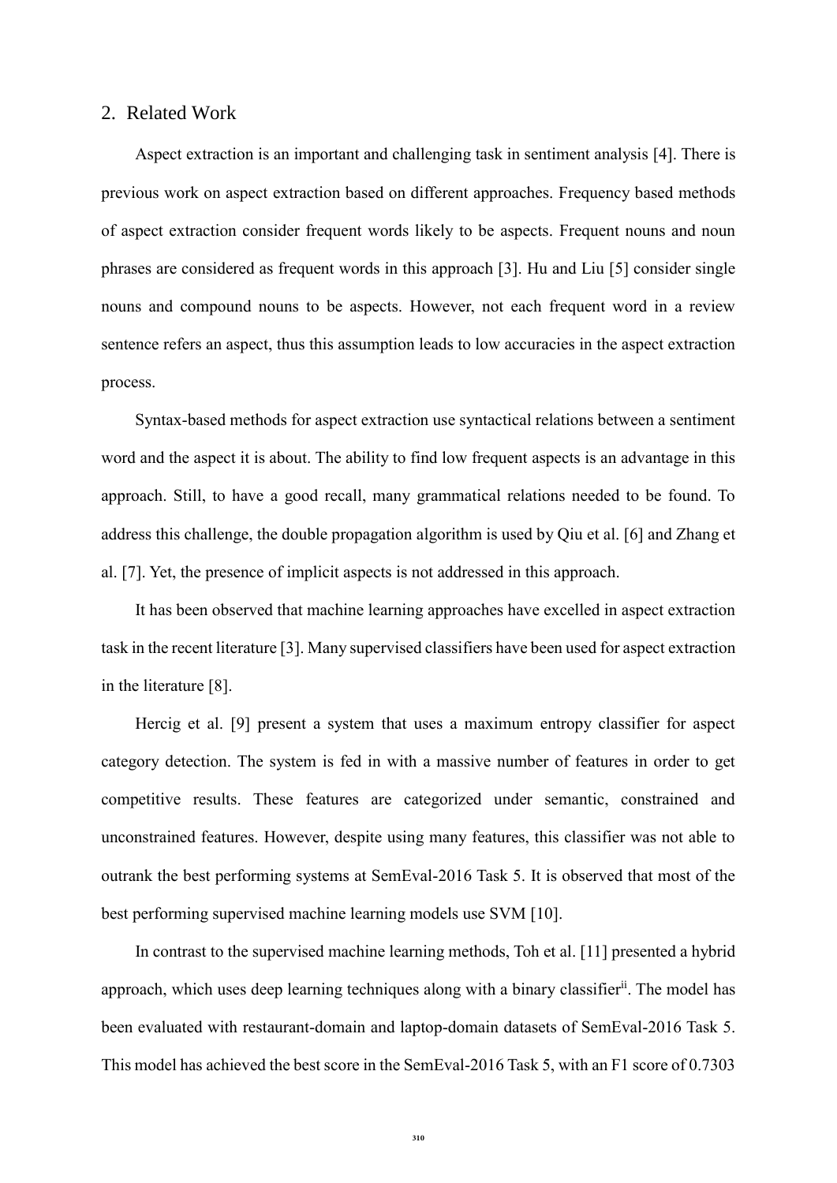## 2. Related Work

Aspect extraction is an important and challenging task in sentiment analysis [4]. There is previous work on aspect extraction based on different approaches. Frequency based methods of aspect extraction consider frequent words likely to be aspects. Frequent nouns and noun phrases are considered as frequent words in this approach [3]. Hu and Liu [5] consider single nouns and compound nouns to be aspects. However, not each frequent word in a review sentence refers an aspect, thus this assumption leads to low accuracies in the aspect extraction process.

Syntax-based methods for aspect extraction use syntactical relations between a sentiment word and the aspect it is about. The ability to find low frequent aspects is an advantage in this approach. Still, to have a good recall, many grammatical relations needed to be found. To address this challenge, the double propagation algorithm is used by Qiu et al. [6] and Zhang et al. [7]. Yet, the presence of implicit aspects is not addressed in this approach.

It has been observed that machine learning approaches have excelled in aspect extraction task in the recent literature [3]. Many supervised classifiers have been used for aspect extraction in the literature [8].

Hercig et al. [9] present a system that uses a maximum entropy classifier for aspect category detection. The system is fed in with a massive number of features in order to get competitive results. These features are categorized under semantic, constrained and unconstrained features. However, despite using many features, this classifier was not able to outrank the best performing systems at SemEval-2016 Task 5. It is observed that most of the best performing supervised machine learning models use SVM [10].

In contrast to the supervised machine learning methods, Toh et al. [11] presented a hybrid approach, which uses deep learning techniques along with a binary classifier[ii]. The model has been evaluated with restaurant-domain and laptop-domain datasets of SemEval-2016 Task 5. This model has achieved the best score in the SemEval-2016 Task 5, with an F1 score of 0.7303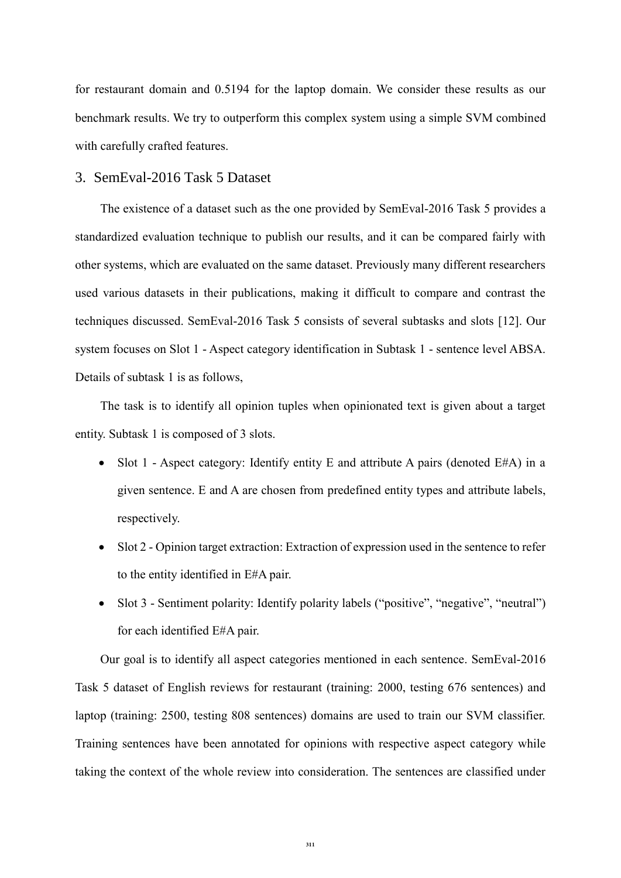for restaurant domain and 0.5194 for the laptop domain. We consider these results as our benchmark results. We try to outperform this complex system using a simple SVM combined with carefully crafted features.

## 3. SemEval-2016 Task 5 Dataset

The existence of a dataset such as the one provided by SemEval-2016 Task 5 provides a standardized evaluation technique to publish our results, and it can be compared fairly with other systems, which are evaluated on the same dataset. Previously many different researchers used various datasets in their publications, making it difficult to compare and contrast the techniques discussed. SemEval-2016 Task 5 consists of several subtasks and slots [12]. Our system focuses on Slot 1 - Aspect category identification in Subtask 1 - sentence level ABSA. Details of subtask 1 is as follows,

The task is to identify all opinion tuples when opinionated text is given about a target entity. Subtask 1 is composed of 3 slots.

- Slot 1 - Aspect category: Identify entity E and attribute A pairs (denoted E#A) in a given sentence. E and A are chosen from predefined entity types and attribute labels, respectively.
- Slot 2 - Opinion target extraction: Extraction of expression used in the sentence to refer to the entity identified in E#A pair.
- Slot 3 - Sentiment polarity: Identify polarity labels ("positive", "negative", "neutral") for each identified E#A pair.

Our goal is to identify all aspect categories mentioned in each sentence. SemEval-2016 Task 5 dataset of English reviews for restaurant (training: 2000, testing 676 sentences) and laptop (training: 2500, testing 808 sentences) domains are used to train our SVM classifier. Training sentences have been annotated for opinions with respective aspect category while taking the context of the whole review into consideration. The sentences are classified under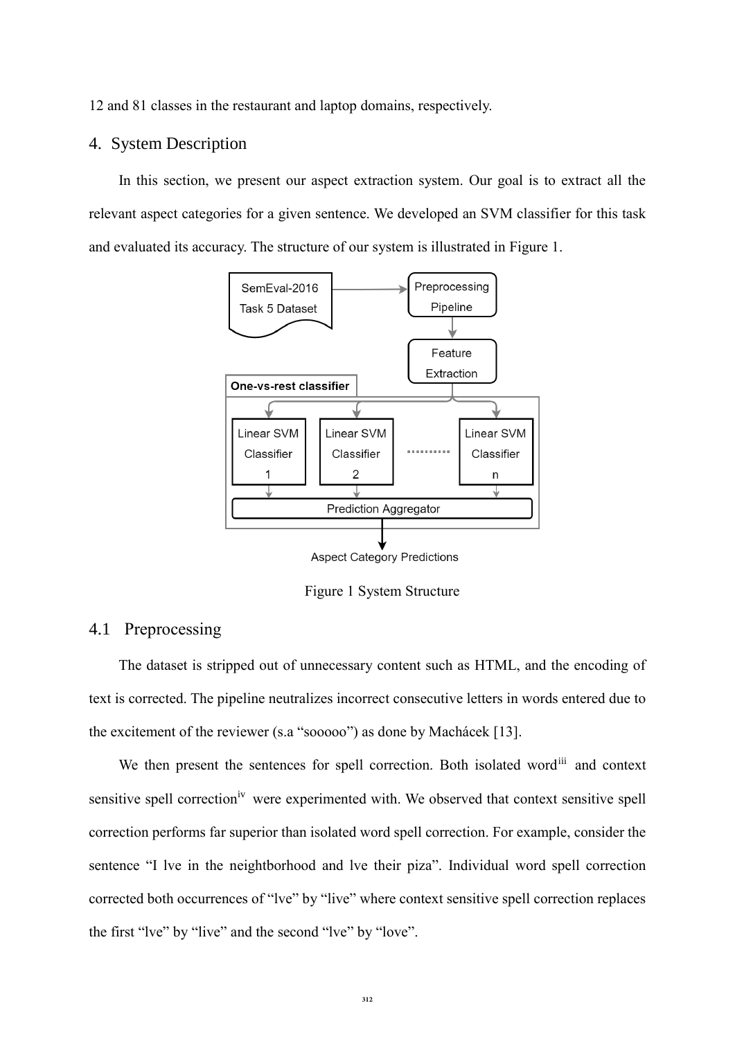12 and 81 classes in the restaurant and laptop domains, respectively.

## 4. System Description

In this section, we present our aspect extraction system. Our goal is to extract all the relevant aspect categories for a given sentence. We developed an SVM classifier for this task and evaluated its accuracy. The structure of our system is illustrated in Figure 1.

Figure 1 System Structure

### 4.1 Preprocessing

The dataset is stripped out of unnecessary content such as HTML, and the encoding of text is corrected. The pipeline neutralizes incorrect consecutive letters in words entered due to the excitement of the reviewer (s.a "sooooo") as done by Machácek [13].

We then present the sentences for spell correction. Both isolated word[iii] and context sensitive spell correction[iv] were experimented with. We observed that context sensitive spell correction performs far superior than isolated word spell correction. For example, consider the sentence "I lve in the neightborhood and lve their piza". Individual word spell correction corrected both occurrences of "lve" by "live" where context sensitive spell correction replaces the first "lve" by "live" and the second "lve" by "love".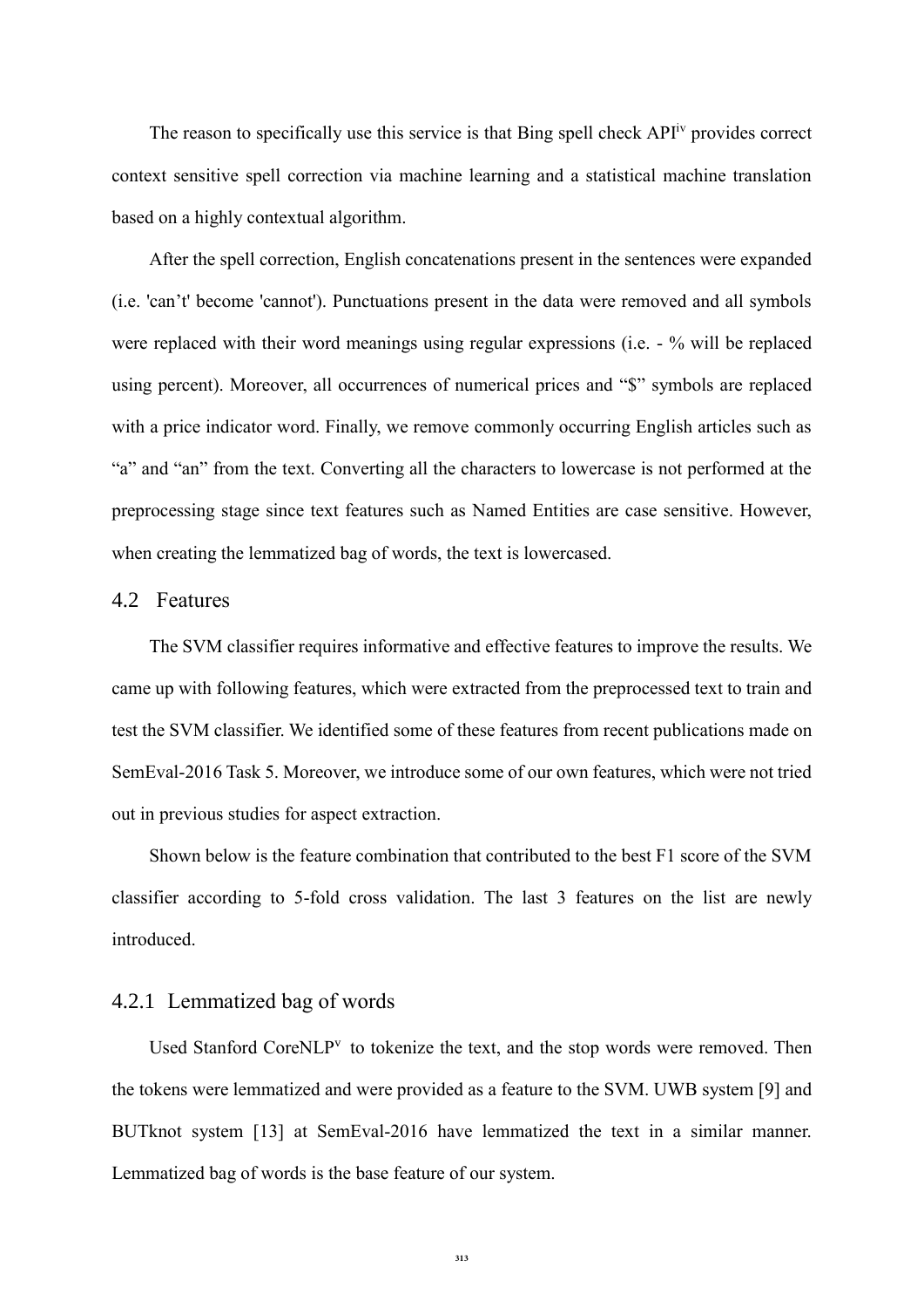The reason to specifically use this service is that Bing spell check API[iv] provides correct context sensitive spell correction via machine learning and a statistical machine translation based on a highly contextual algorithm.

After the spell correction, English concatenations present in the sentences were expanded (i.e. 'can't' become 'cannot'). Punctuations present in the data were removed and all symbols were replaced with their word meanings using regular expressions (i.e. - % will be replaced using percent). Moreover, all occurrences of numerical prices and "$" symbols are replaced with a price indicator word. Finally, we remove commonly occurring English articles such as "a" and "an" from the text. Converting all the characters to lowercase is not performed at the preprocessing stage since text features such as Named Entities are case sensitive. However, when creating the lemmatized bag of words, the text is lowercased.

## 4.2 Features

The SVM classifier requires informative and effective features to improve the results. We came up with following features, which were extracted from the preprocessed text to train and test the SVM classifier. We identified some of these features from recent publications made on SemEval-2016 Task 5. Moreover, we introduce some of our own features, which were not tried out in previous studies for aspect extraction.

Shown below is the feature combination that contributed to the best F1 score of the SVM classifier according to 5-fold cross validation. The last 3 features on the list are newly introduced.

### 4.2.1 Lemmatized bag of words

Used Stanford CoreNLP[v] to tokenize the text, and the stop words were removed. Then the tokens were lemmatized and were provided as a feature to the SVM. UWB system [9] and BUTknot system [13] at SemEval-2016 have lemmatized the text in a similar manner. Lemmatized bag of words is the base feature of our system.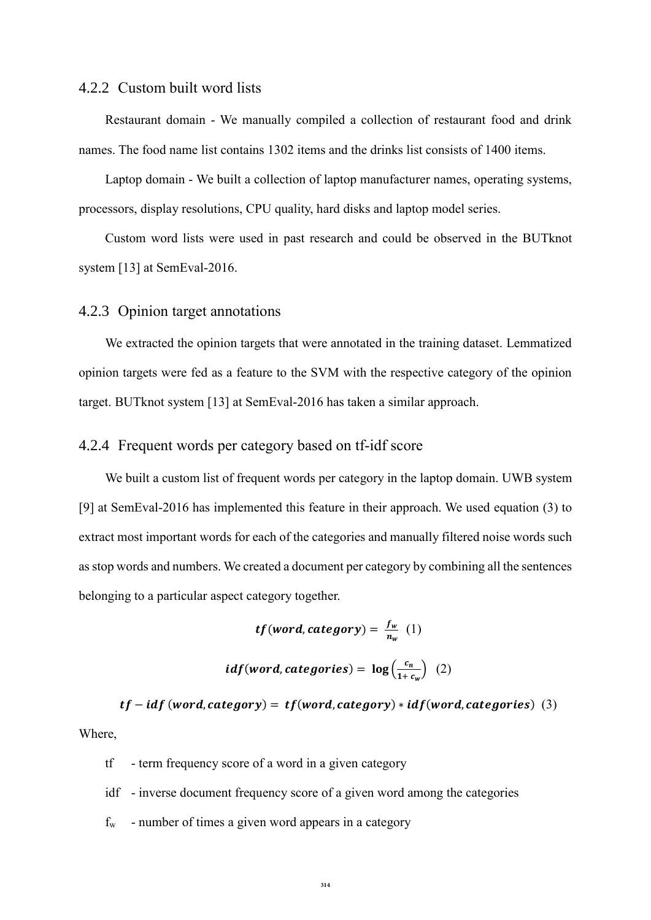### 4.2.2 Custom built word lists

Restaurant domain - We manually compiled a collection of restaurant food and drink names. The food name list contains 1302 items and the drinks list consists of 1400 items.

Laptop domain - We built a collection of laptop manufacturer names, operating systems, processors, display resolutions, CPU quality, hard disks and laptop model series.

Custom word lists were used in past research and could be observed in the BUTknot system [13] at SemEval-2016.

### 4.2.3 Opinion target annotations

We extracted the opinion targets that were annotated in the training dataset. Lemmatized opinion targets were fed as a feature to the SVM with the respective category of the opinion target. BUTknot system [13] at SemEval-2016 has taken a similar approach.

### 4.2.4 Frequent words per category based on tf-idf score

We built a custom list of frequent words per category in the laptop domain. UWB system [9] at SemEval-2016 has implemented this feature in their approach. We used equation (3) to extract most important words for each of the categories and manually filtered noise words such as stop words and numbers. We created a document per category by combining all the sentences belonging to a particular aspect category together.

$$\boldsymbol{tf}(\boldsymbol{word}, \boldsymbol{category}) = \frac{\boldsymbol{f_w}}{\boldsymbol{n_w}} \quad (1)$$

$$\boldsymbol{idf}(\boldsymbol{word}, \boldsymbol{categories}) = \log\left(\frac{\boldsymbol{c_n}}{\boldsymbol{1 + c_w}}\right) \quad (2)$$

$$\boldsymbol{tf - idf}\,(\boldsymbol{word}, \boldsymbol{category}) = \boldsymbol{tf}(\boldsymbol{word}, \boldsymbol{category}) * \boldsymbol{idf}(\boldsymbol{word}, \boldsymbol{categories}) \quad (3)$$

Where,

tf - term frequency score of a word in a given category

idf - inverse document frequency score of a given word among the categories

$f_w$ - number of times a given word appears in a category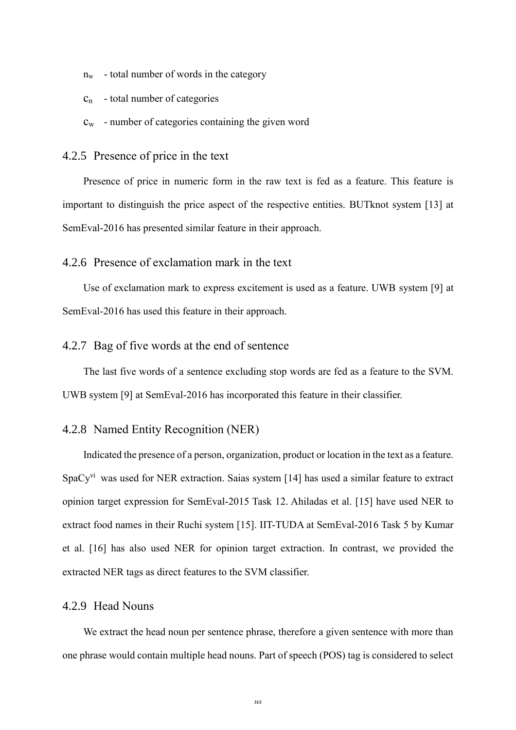$n_w$ - total number of words in the category

$c_n$ - total number of categories

$c_w$ - number of categories containing the given word

### 4.2.5 Presence of price in the text

Presence of price in numeric form in the raw text is fed as a feature. This feature is important to distinguish the price aspect of the respective entities. BUTknot system [13] at SemEval-2016 has presented similar feature in their approach.

### 4.2.6 Presence of exclamation mark in the text

Use of exclamation mark to express excitement is used as a feature. UWB system [9] at SemEval-2016 has used this feature in their approach.

### 4.2.7 Bag of five words at the end of sentence

The last five words of a sentence excluding stop words are fed as a feature to the SVM. UWB system [9] at SemEval-2016 has incorporated this feature in their classifier.

### 4.2.8 Named Entity Recognition (NER)

Indicated the presence of a person, organization, product or location in the text as a feature. SpaCy[vi] was used for NER extraction. Saias system [14] has used a similar feature to extract opinion target expression for SemEval-2015 Task 12. Ahiladas et al. [15] have used NER to extract food names in their Ruchi system [15]. IIT-TUDA at SemEval-2016 Task 5 by Kumar et al. [16] has also used NER for opinion target extraction. In contrast, we provided the extracted NER tags as direct features to the SVM classifier.

### 4.2.9 Head Nouns

We extract the head noun per sentence phrase, therefore a given sentence with more than one phrase would contain multiple head nouns. Part of speech (POS) tag is considered to select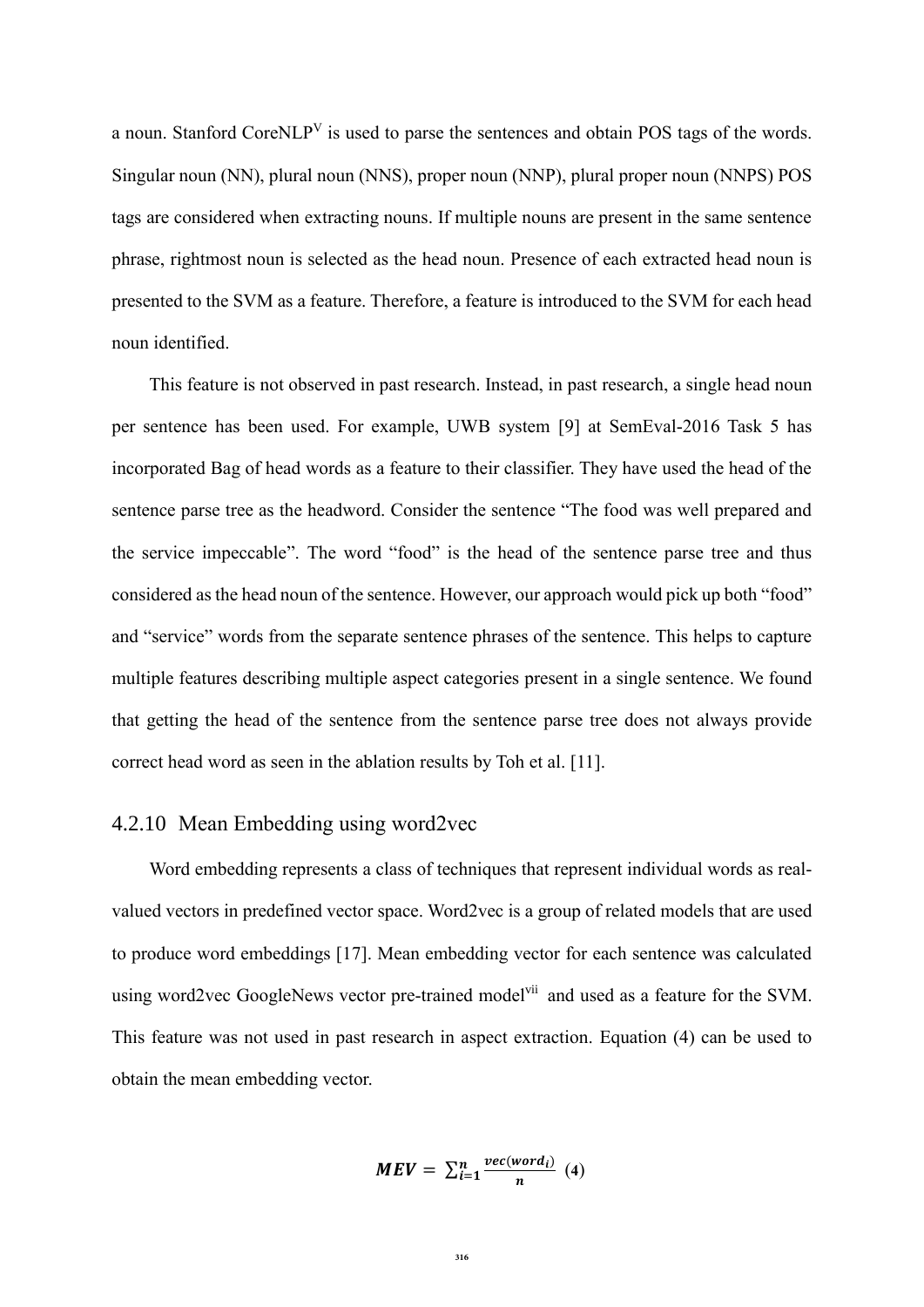a noun. Stanford CoreNLP[V] is used to parse the sentences and obtain POS tags of the words. Singular noun (NN), plural noun (NNS), proper noun (NNP), plural proper noun (NNPS) POS tags are considered when extracting nouns. If multiple nouns are present in the same sentence phrase, rightmost noun is selected as the head noun. Presence of each extracted head noun is presented to the SVM as a feature. Therefore, a feature is introduced to the SVM for each head noun identified.

This feature is not observed in past research. Instead, in past research, a single head noun per sentence has been used. For example, UWB system [9] at SemEval-2016 Task 5 has incorporated Bag of head words as a feature to their classifier. They have used the head of the sentence parse tree as the headword. Consider the sentence "The food was well prepared and the service impeccable". The word "food" is the head of the sentence parse tree and thus considered as the head noun of the sentence. However, our approach would pick up both "food" and "service" words from the separate sentence phrases of the sentence. This helps to capture multiple features describing multiple aspect categories present in a single sentence. We found that getting the head of the sentence from the sentence parse tree does not always provide correct head word as seen in the ablation results by Toh et al. [11].

### 4.2.10 Mean Embedding using word2vec

Word embedding represents a class of techniques that represent individual words as real-valued vectors in predefined vector space. Word2vec is a group of related models that are used to produce word embeddings [17]. Mean embedding vector for each sentence was calculated using word2vec GoogleNews vector pre-trained model[vii] and used as a feature for the SVM. This feature was not used in past research in aspect extraction. Equation (4) can be used to obtain the mean embedding vector.

$$\boldsymbol{MEV} = \sum_{i=1}^{n} \frac{vec(word_i)}{n} \quad (4)$$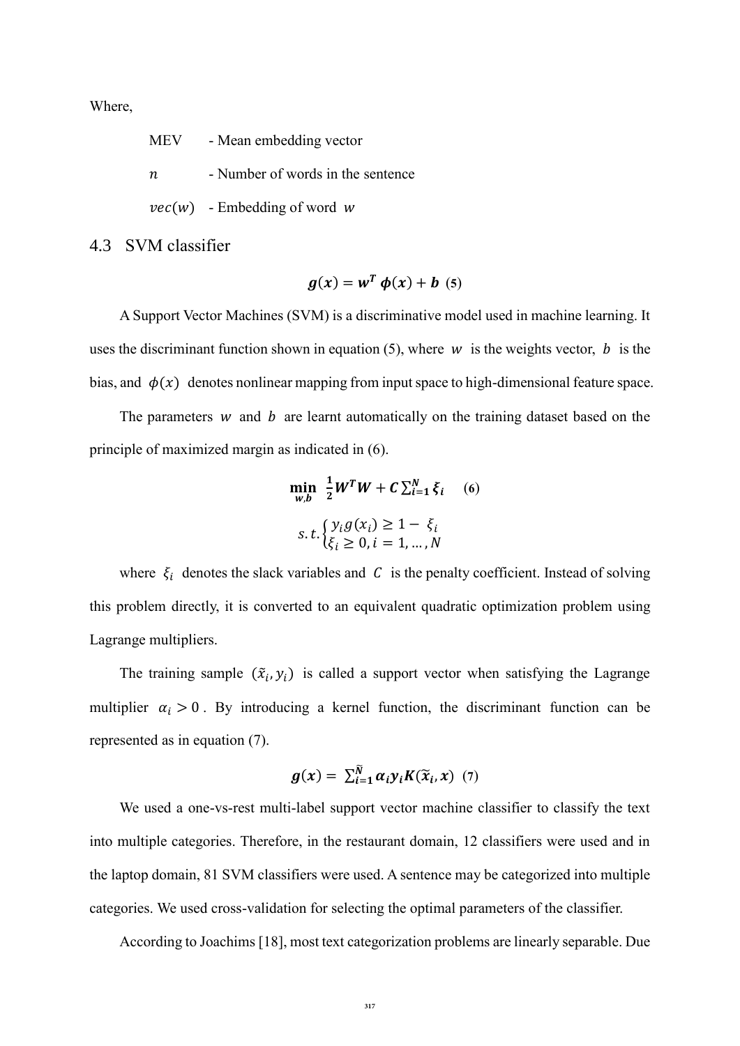Where,

MEV - Mean embedding vector

$n$ - Number of words in the sentence

$vec(w)$ - Embedding of word $w$

## 4.3 SVM classifier

$$\boldsymbol{g}(\boldsymbol{x}) = \boldsymbol{w}^{\boldsymbol{T}} \boldsymbol{\phi}(\boldsymbol{x}) + \boldsymbol{b} \quad (5)$$

A Support Vector Machines (SVM) is a discriminative model used in machine learning. It uses the discriminant function shown in equation (5), where $w$ is the weights vector, $b$ is the bias, and $\phi(x)$ denotes nonlinear mapping from input space to high-dimensional feature space.

The parameters $w$ and $b$ are learnt automatically on the training dataset based on the principle of maximized margin as indicated in (6).

$$\min_{\boldsymbol{w},\boldsymbol{b}} \ \frac{1}{2}\boldsymbol{W}^{\boldsymbol{T}}\boldsymbol{W} + \boldsymbol{C}\sum_{i=1}^{N}\boldsymbol{\xi}_{i} \quad (6)$$

$$s.t. \begin{cases} y_i g(x_i) \geq 1 - \xi_i \\ \xi_i \geq 0, i = 1, \dots, N \end{cases}$$

where $\xi_i$ denotes the slack variables and $C$ is the penalty coefficient. Instead of solving this problem directly, it is converted to an equivalent quadratic optimization problem using Lagrange multipliers.

The training sample $(\tilde{x}_i, y_i)$ is called a support vector when satisfying the Lagrange multiplier $\alpha_i > 0$. By introducing a kernel function, the discriminant function can be represented as in equation (7).

$$\boldsymbol{g}(\boldsymbol{x}) = \sum_{i=1}^{\tilde{N}} \boldsymbol{\alpha}_i \boldsymbol{y}_i \boldsymbol{K}(\widetilde{\boldsymbol{x}}_i, \boldsymbol{x}) \quad (7)$$

We used a one-vs-rest multi-label support vector machine classifier to classify the text into multiple categories. Therefore, in the restaurant domain, 12 classifiers were used and in the laptop domain, 81 SVM classifiers were used. A sentence may be categorized into multiple categories. We used cross-validation for selecting the optimal parameters of the classifier.

According to Joachims [18], most text categorization problems are linearly separable. Due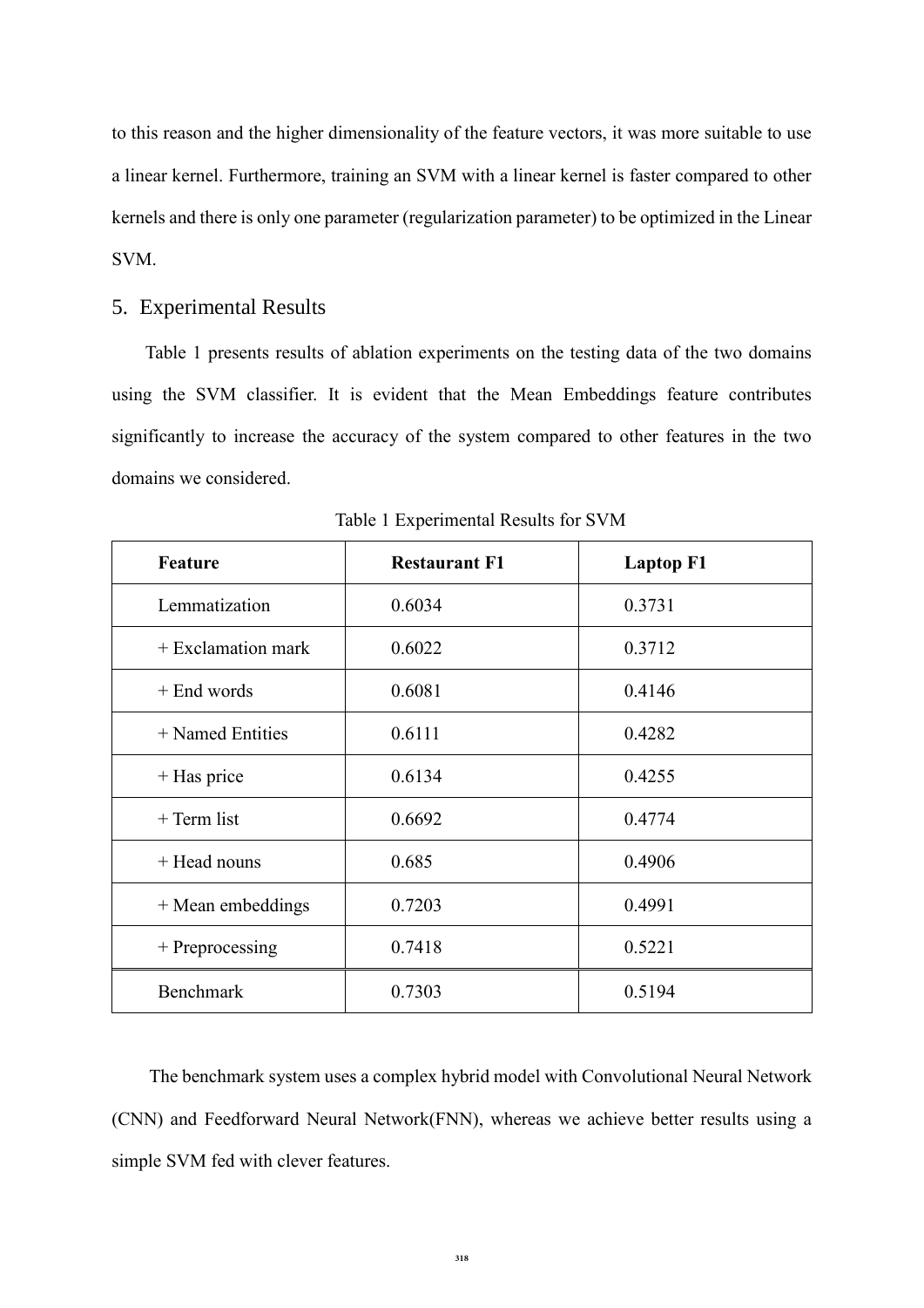to this reason and the higher dimensionality of the feature vectors, it was more suitable to use a linear kernel. Furthermore, training an SVM with a linear kernel is faster compared to other kernels and there is only one parameter (regularization parameter) to be optimized in the Linear SVM.

## 5. Experimental Results

Table 1 presents results of ablation experiments on the testing data of the two domains using the SVM classifier. It is evident that the Mean Embeddings feature contributes significantly to increase the accuracy of the system compared to other features in the two domains we considered.

Table 1 Experimental Results for SVM

| **Feature** | **Restaurant F1** | **Laptop F1** |
|---|---|---|
| Lemmatization | 0.6034 | 0.3731 |
| + Exclamation mark | 0.6022 | 0.3712 |
| + End words | 0.6081 | 0.4146 |
| + Named Entities | 0.6111 | 0.4282 |
| + Has price | 0.6134 | 0.4255 |
| + Term list | 0.6692 | 0.4774 |
| + Head nouns | 0.685 | 0.4906 |
| + Mean embeddings | 0.7203 | 0.4991 |
| + Preprocessing | 0.7418 | 0.5221 |
| Benchmark | 0.7303 | 0.5194 |

The benchmark system uses a complex hybrid model with Convolutional Neural Network (CNN) and Feedforward Neural Network(FNN), whereas we achieve better results using a simple SVM fed with clever features.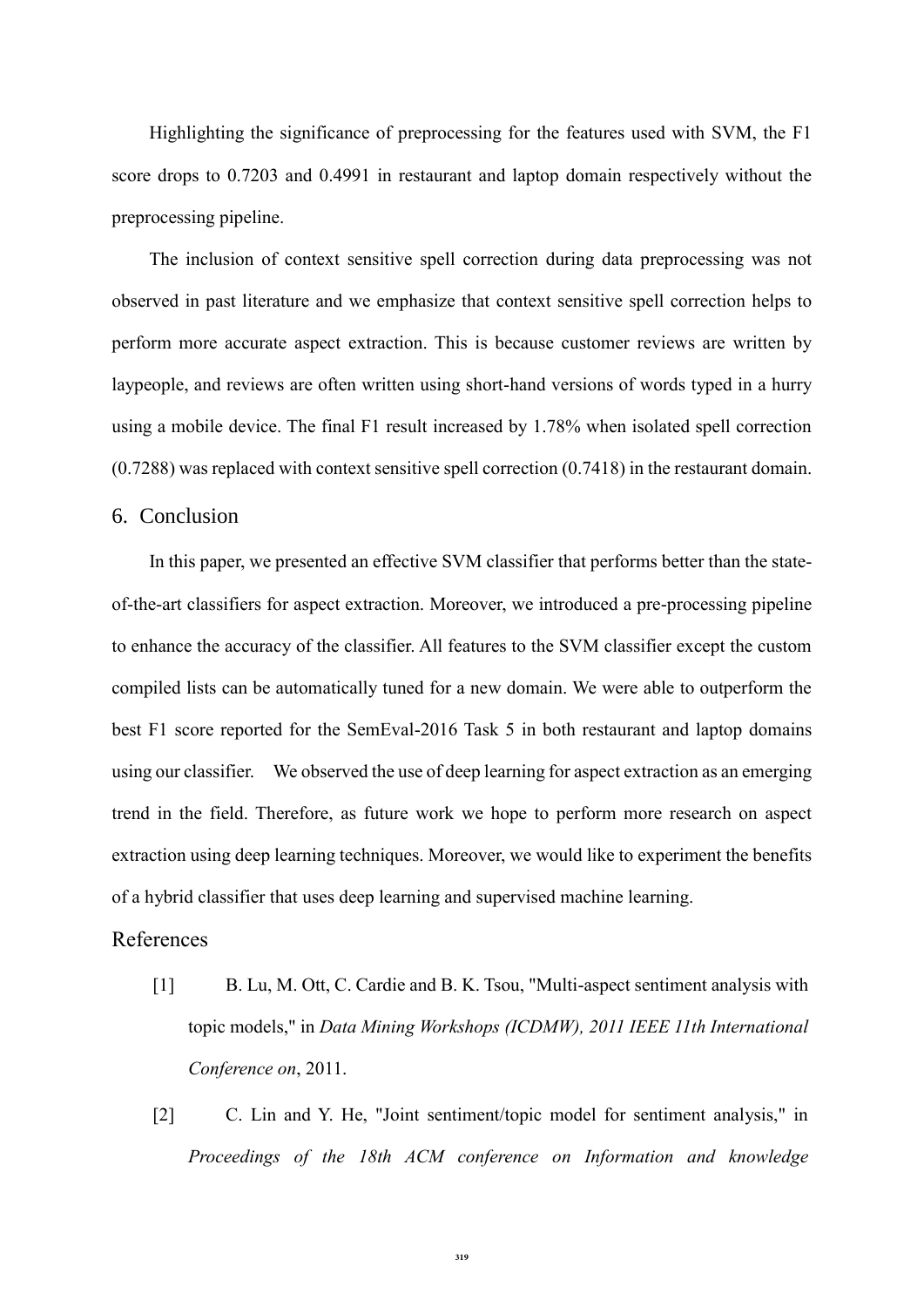Highlighting the significance of preprocessing for the features used with SVM, the F1 score drops to 0.7203 and 0.4991 in restaurant and laptop domain respectively without the preprocessing pipeline.

The inclusion of context sensitive spell correction during data preprocessing was not observed in past literature and we emphasize that context sensitive spell correction helps to perform more accurate aspect extraction. This is because customer reviews are written by laypeople, and reviews are often written using short-hand versions of words typed in a hurry using a mobile device. The final F1 result increased by 1.78% when isolated spell correction (0.7288) was replaced with context sensitive spell correction (0.7418) in the restaurant domain.

## 6. Conclusion

In this paper, we presented an effective SVM classifier that performs better than the state-of-the-art classifiers for aspect extraction. Moreover, we introduced a pre-processing pipeline to enhance the accuracy of the classifier. All features to the SVM classifier except the custom compiled lists can be automatically tuned for a new domain. We were able to outperform the best F1 score reported for the SemEval-2016 Task 5 in both restaurant and laptop domains using our classifier. We observed the use of deep learning for aspect extraction as an emerging trend in the field. Therefore, as future work we hope to perform more research on aspect extraction using deep learning techniques. Moreover, we would like to experiment the benefits of a hybrid classifier that uses deep learning and supervised machine learning.

## References

[1] B. Lu, M. Ott, C. Cardie and B. K. Tsou, "Multi-aspect sentiment analysis with topic models," in *Data Mining Workshops (ICDMW), 2011 IEEE 11th International Conference on*, 2011.

[2] C. Lin and Y. He, "Joint sentiment/topic model for sentiment analysis," in *Proceedings of the 18th ACM conference on Information and knowledge*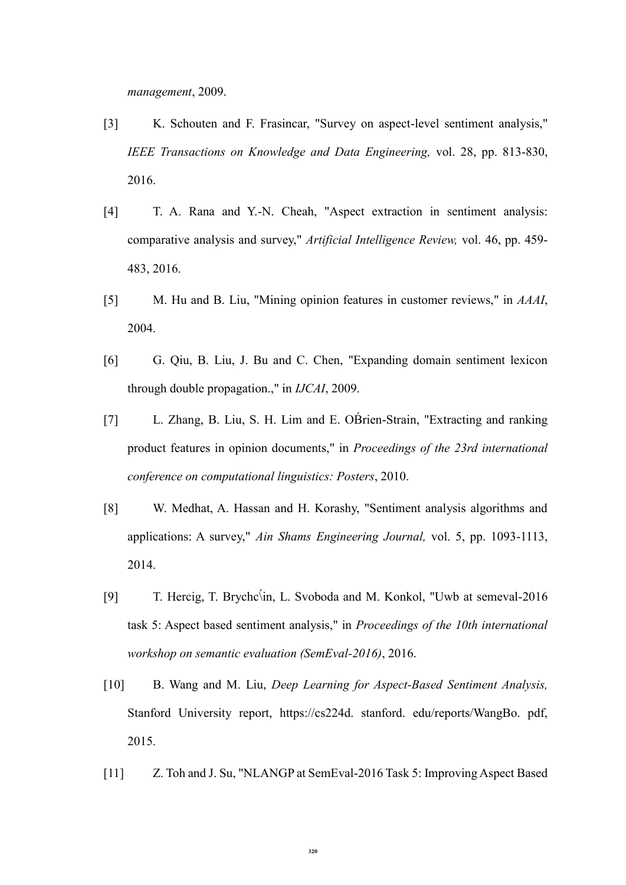*management*, 2009.

[3] K. Schouten and F. Frasincar, "Survey on aspect-level sentiment analysis," *IEEE Transactions on Knowledge and Data Engineering,* vol. 28, pp. 813-830, 2016.

[4] T. A. Rana and Y.-N. Cheah, "Aspect extraction in sentiment analysis: comparative analysis and survey," *Artificial Intelligence Review,* vol. 46, pp. 459-483, 2016.

[5] M. Hu and B. Liu, "Mining opinion features in customer reviews," in *AAAI*, 2004.

[6] G. Qiu, B. Liu, J. Bu and C. Chen, "Expanding domain sentiment lexicon through double propagation.," in *IJCAI*, 2009.

[7] L. Zhang, B. Liu, S. H. Lim and E. OB́rien-Strain, "Extracting and ranking product features in opinion documents," in *Proceedings of the 23rd international conference on computational linguistics: Posters*, 2010.

[8] W. Medhat, A. Hassan and H. Korashy, "Sentiment analysis algorithms and applications: A survey," *Ain Shams Engineering Journal,* vol. 5, pp. 1093-1113, 2014.

[9] T. Hercig, T. Brychc\́in, L. Svoboda and M. Konkol, "Uwb at semeval-2016 task 5: Aspect based sentiment analysis," in *Proceedings of the 10th international workshop on semantic evaluation (SemEval-2016)*, 2016.

[10] B. Wang and M. Liu, *Deep Learning for Aspect-Based Sentiment Analysis,* Stanford University report, https://cs224d. stanford. edu/reports/WangBo. pdf, 2015.

[11] Z. Toh and J. Su, "NLANGP at SemEval-2016 Task 5: Improving Aspect Based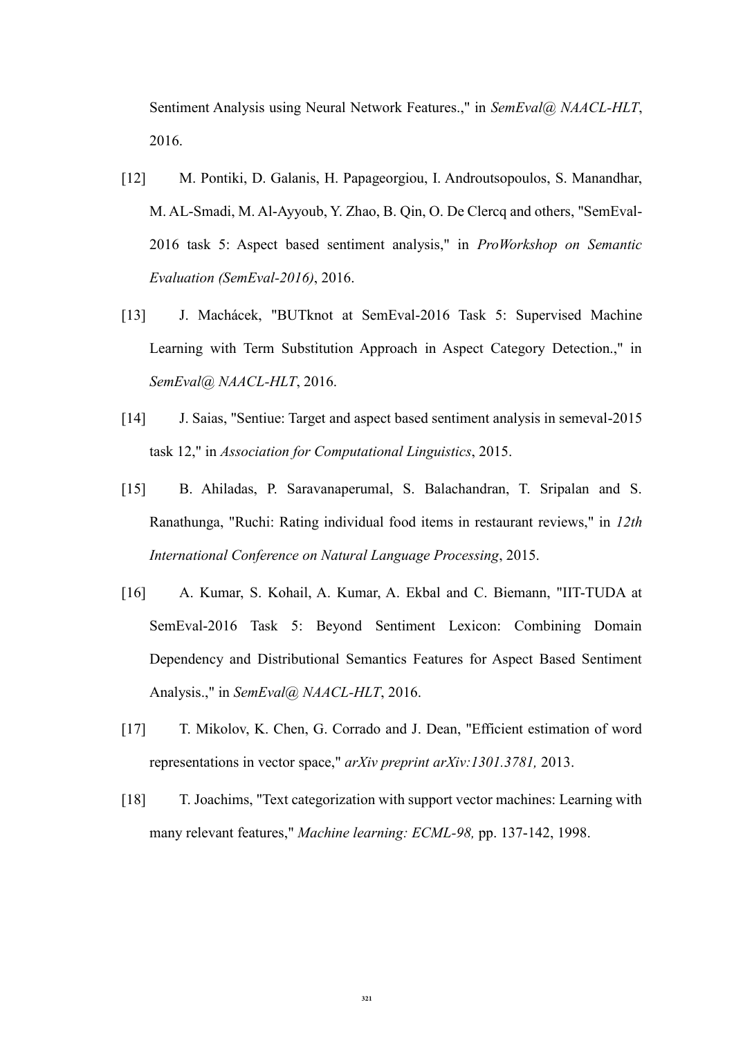Sentiment Analysis using Neural Network Features.," in *SemEval@ NAACL-HLT*, 2016.

[12] M. Pontiki, D. Galanis, H. Papageorgiou, I. Androutsopoulos, S. Manandhar, M. AL-Smadi, M. Al-Ayyoub, Y. Zhao, B. Qin, O. De Clercq and others, "SemEval-2016 task 5: Aspect based sentiment analysis," in *ProWorkshop on Semantic Evaluation (SemEval-2016)*, 2016.

[13] J. Machácek, "BUTknot at SemEval-2016 Task 5: Supervised Machine Learning with Term Substitution Approach in Aspect Category Detection.," in *SemEval@ NAACL-HLT*, 2016.

[14] J. Saias, "Sentiue: Target and aspect based sentiment analysis in semeval-2015 task 12," in *Association for Computational Linguistics*, 2015.

[15] B. Ahiladas, P. Saravanaperumal, S. Balachandran, T. Sripalan and S. Ranathunga, "Ruchi: Rating individual food items in restaurant reviews," in *12th International Conference on Natural Language Processing*, 2015.

[16] A. Kumar, S. Kohail, A. Kumar, A. Ekbal and C. Biemann, "IIT-TUDA at SemEval-2016 Task 5: Beyond Sentiment Lexicon: Combining Domain Dependency and Distributional Semantics Features for Aspect Based Sentiment Analysis.," in *SemEval@ NAACL-HLT*, 2016.

[17] T. Mikolov, K. Chen, G. Corrado and J. Dean, "Efficient estimation of word representations in vector space," *arXiv preprint arXiv:1301.3781,* 2013.

[18] T. Joachims, "Text categorization with support vector machines: Learning with many relevant features," *Machine learning: ECML-98,* pp. 137-142, 1998.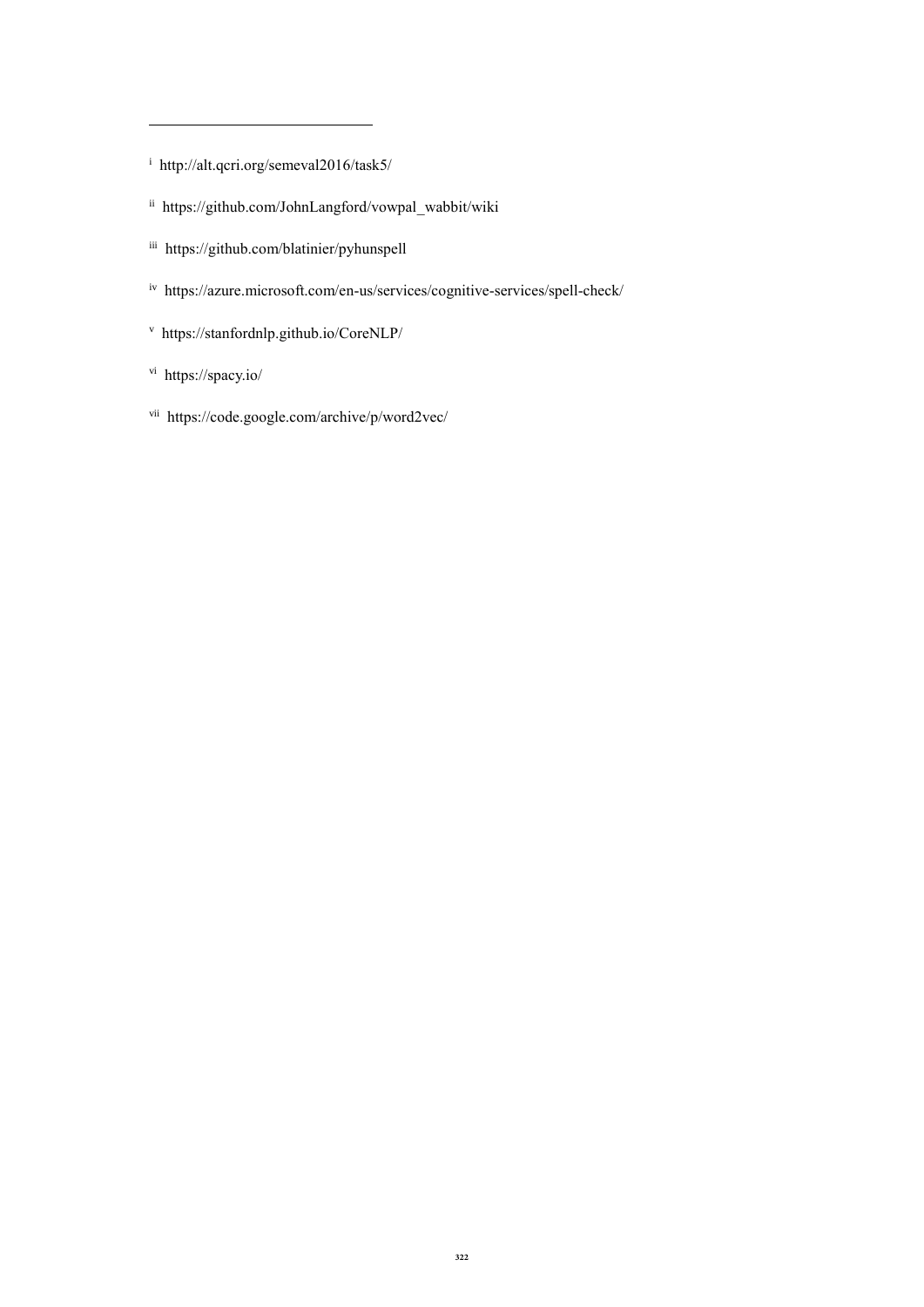[i] http://alt.qcri.org/semeval2016/task5/

[ii] https://github.com/JohnLangford/vowpal_wabbit/wiki

[iii] https://github.com/blatinier/pyhunspell

[iv] https://azure.microsoft.com/en-us/services/cognitive-services/spell-check/

[v] https://stanfordnlp.github.io/CoreNLP/

[vi] https://spacy.io/

[vii] https://code.google.com/archive/p/word2vec/